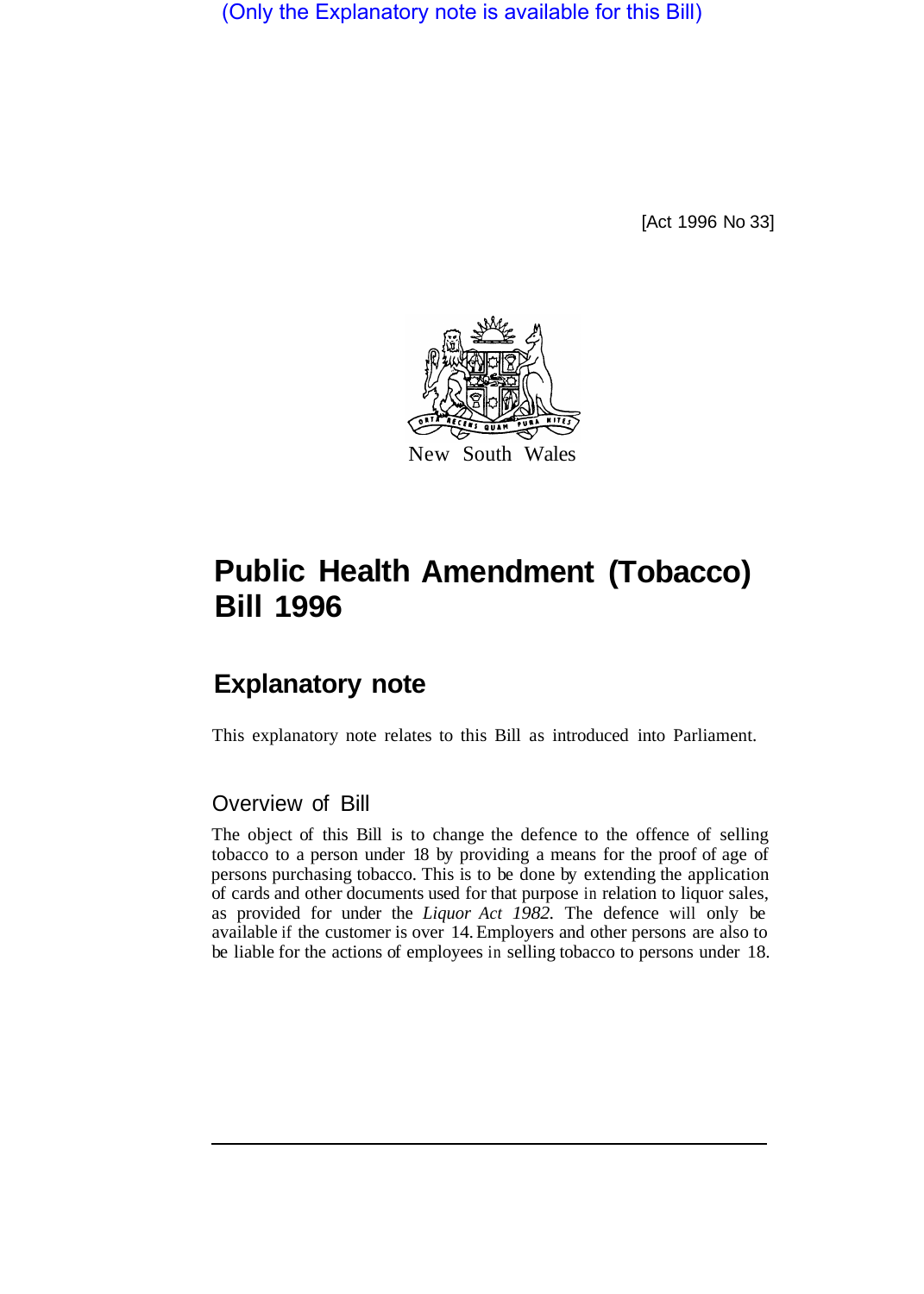(Only the Explanatory note is available for this Bill)

[Act 1996 No 33]

New South Wales

# Public Health Amendment (Tobacco) Bill 1996

## Explanatory note

This explanatory note relates to this Bill as introduced into Parliament.

### Overview of Bill

The object of this Bill is to change the defence to the offence of selling tobacco to a person under 18 by providing a means for the proof of age of persons purchasing tobacco. This is to be done by extending the application of cards and other documents used for that purpose in relation to liquor sales, as provided for under the *Liquor Act 1982*. The defence will only be available if the customer is over 14. Employers and other persons are also to be liable for the actions of employees in selling tobacco to persons under 18.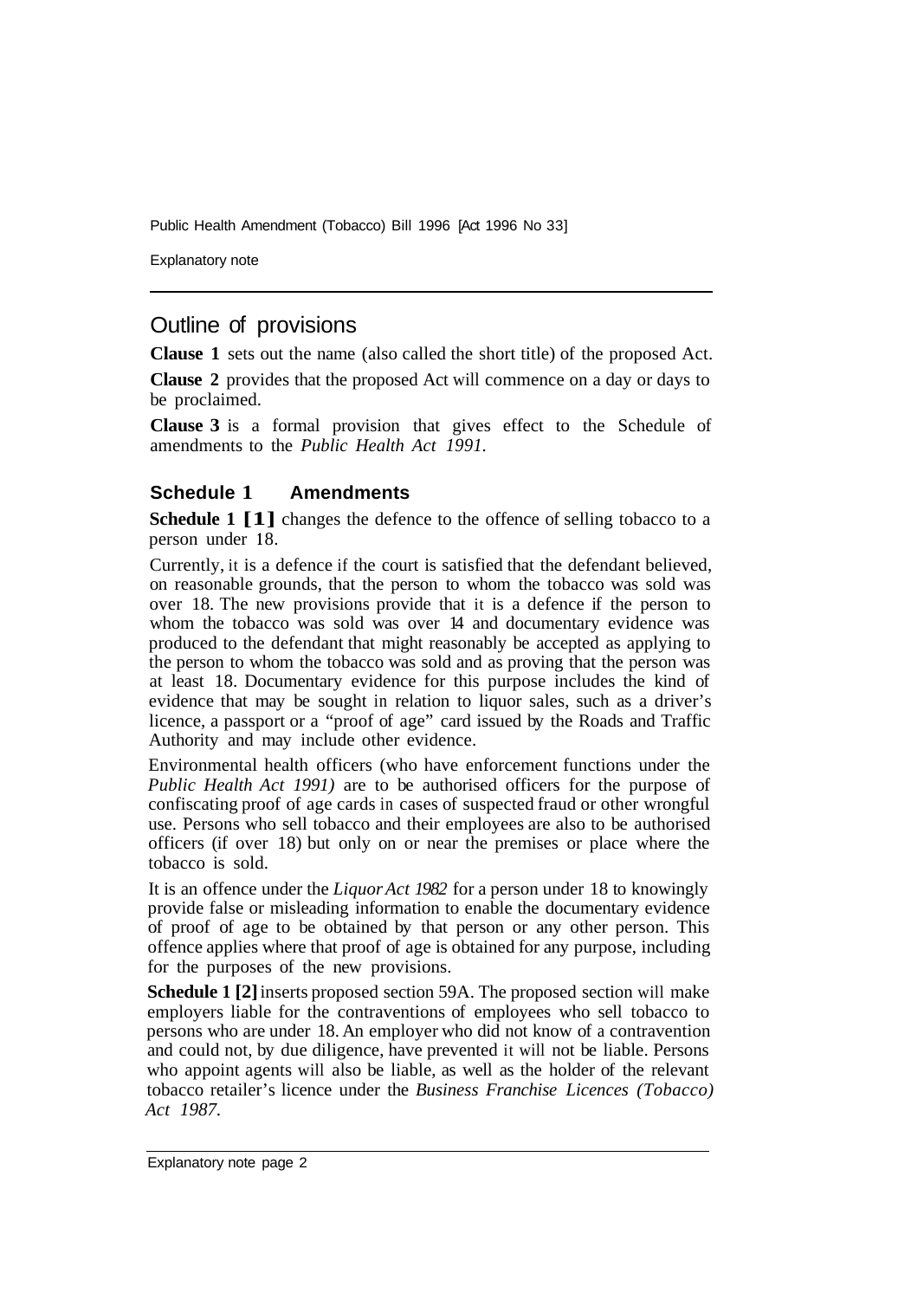## Outline of provisions

**Clause 1** sets out the name (also called the short title) of the proposed Act.

**Clause 2** provides that the proposed Act will commence on a day or days to be proclaimed.

**Clause 3** is a formal provision that gives effect to the Schedule of amendments to the *Public Health Act 1991.*

### Schedule 1 Amendments

**Schedule 1 [1]** changes the defence to the offence of selling tobacco to a person under 18.

Currently, it is a defence if the court is satisfied that the defendant believed, on reasonable grounds, that the person to whom the tobacco was sold was over 18. The new provisions provide that it is a defence if the person to whom the tobacco was sold was over 14 and documentary evidence was produced to the defendant that might reasonably be accepted as applying to the person to whom the tobacco was sold and as proving that the person was at least 18. Documentary evidence for this purpose includes the kind of evidence that may be sought in relation to liquor sales, such as a driver's licence, a passport or a "proof of age" card issued by the Roads and Traffic Authority and may include other evidence.

Environmental health officers (who have enforcement functions under the *Public Health Act 1991)* are to be authorised officers for the purpose of confiscating proof of age cards in cases of suspected fraud or other wrongful use. Persons who sell tobacco and their employees are also to be authorised officers (if over 18) but only on or near the premises or place where the tobacco is sold.

It is an offence under the *Liquor Act 1982* for a person under 18 to knowingly provide false or misleading information to enable the documentary evidence of proof of age to be obtained by that person or any other person. This offence applies where that proof of age is obtained for any purpose, including for the purposes of the new provisions.

**Schedule 1 [2]** inserts proposed section 59A. The proposed section will make employers liable for the contraventions of employees who sell tobacco to persons who are under 18. An employer who did not know of a contravention and could not, by due diligence, have prevented it will not be liable. Persons who appoint agents will also be liable, as well as the holder of the relevant tobacco retailer's licence under the *Business Franchise Licences (Tobacco) Act 1987*.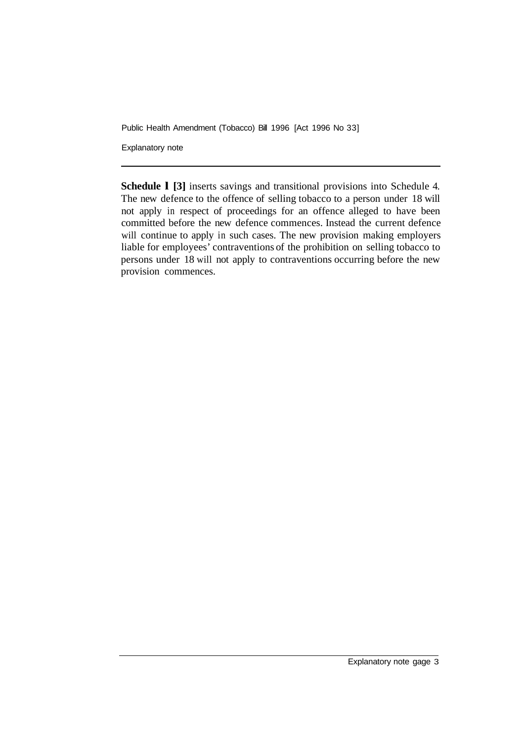**Schedule 1 [3]** inserts savings and transitional provisions into Schedule 4. The new defence to the offence of selling tobacco to a person under 18 will not apply in respect of proceedings for an offence alleged to have been committed before the new defence commences. Instead the current defence will continue to apply in such cases. The new provision making employers liable for employees' contraventions of the prohibition on selling tobacco to persons under 18 will not apply to contraventions occurring before the new provision commences.